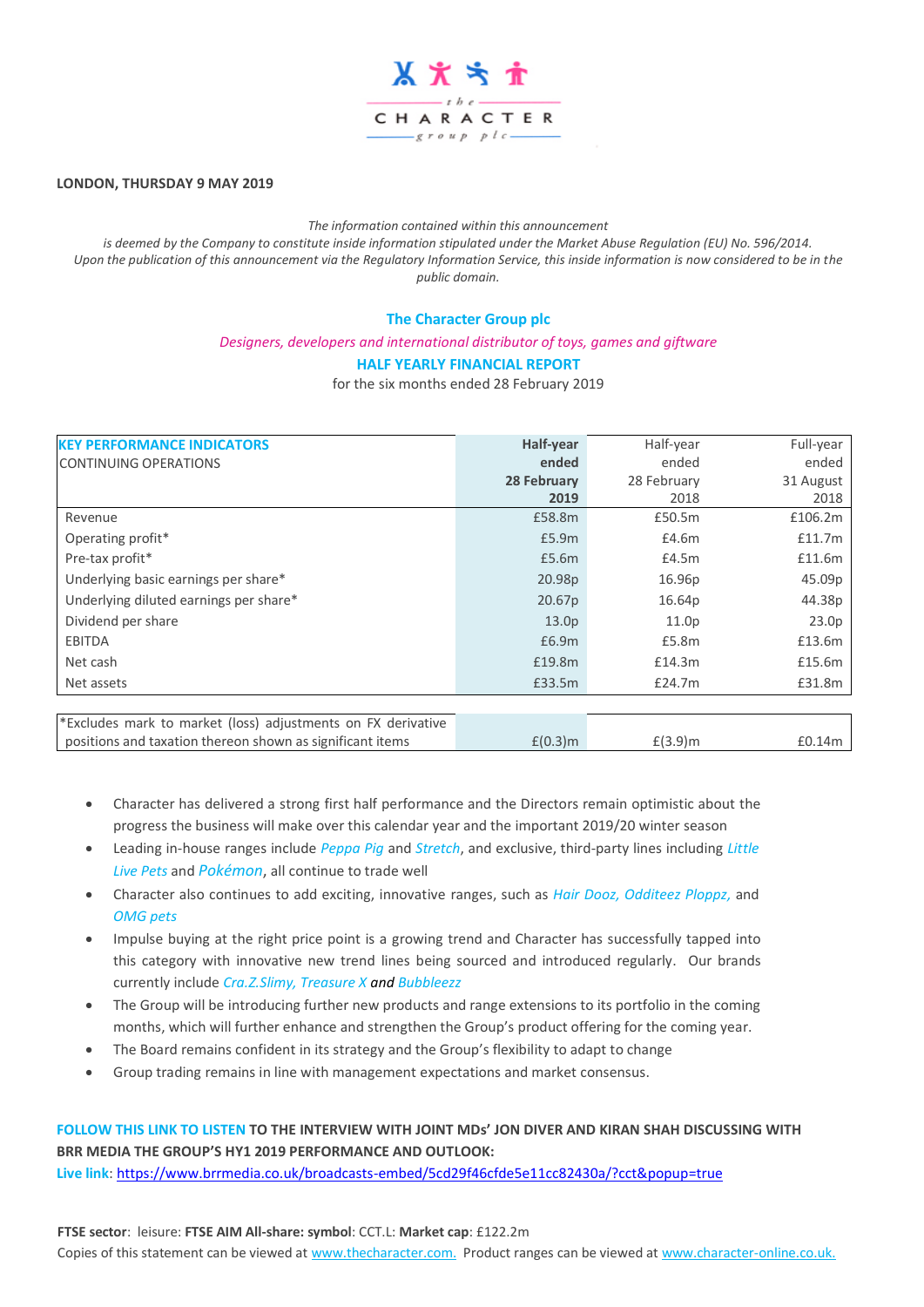**LONDON, THURSDAY 9 MAY 2019**

*The information contained within this announcement is deemed by the Company to constitute inside information stipulated under the Market Abuse Regulation (EU) No. 596/2014. Upon the publication of this announcement via the Regulatory Information Service, this inside information is now considered to be in the public domain.*

# The Character Group plc

*Designers, developers and international distributor of toys, games and giftware*

## HALF YEARLY FINANCIAL REPORT

for the six months ended 28 February 2019

| KEY PERFORMANCE INDICATORS<br>CONTINUING OPERATIONS | **Half-year ended 28 February 2019** | Half-year ended 28 February 2018 | Full-year ended 31 August 2018 |
|---|---|---|---|
| Revenue | £58.8m | £50.5m | £106.2m |
| Operating profit* | £5.9m | £4.6m | £11.7m |
| Pre-tax profit* | £5.6m | £4.5m | £11.6m |
| Underlying basic earnings per share* | 20.98p | 16.96p | 45.09p |
| Underlying diluted earnings per share* | 20.67p | 16.64p | 44.38p |
| Dividend per share | 13.0p | 11.0p | 23.0p |
| EBITDA | £6.9m | £5.8m | £13.6m |
| Net cash | £19.8m | £14.3m | £15.6m |
| Net assets | £33.5m | £24.7m | £31.8m |
| *Excludes mark to market (loss) adjustments on FX derivative positions and taxation thereon shown as significant items | £(0.3)m | £(3.9)m | £0.14m |

- Character has delivered a strong first half performance and the Directors remain optimistic about the progress the business will make over this calendar year and the important 2019/20 winter season
- Leading in-house ranges include *Peppa Pig* and *Stretch*, and exclusive, third-party lines including *Little Live Pets* and *Pokémon*, all continue to trade well
- Character also continues to add exciting, innovative ranges, such as *Hair Dooz, Odditeez Ploppz,* and *OMG pets*
- Impulse buying at the right price point is a growing trend and Character has successfully tapped into this category with innovative new trend lines being sourced and introduced regularly. Our brands currently include *Cra.Z.Slimy, Treasure X and Bubbleezz*
- The Group will be introducing further new products and range extensions to its portfolio in the coming months, which will further enhance and strengthen the Group's product offering for the coming year.
- The Board remains confident in its strategy and the Group's flexibility to adapt to change
- Group trading remains in line with management expectations and market consensus.

**FOLLOW THIS LINK TO LISTEN TO THE INTERVIEW WITH JOINT MDs' JON DIVER AND KIRAN SHAH DISCUSSING WITH BRR MEDIA THE GROUP'S HY1 2019 PERFORMANCE AND OUTLOOK:**

**Live link:** https://www.brrmedia.co.uk/broadcasts-embed/5cd29f46cfde5e11cc82430a/?cct&popup=true

**FTSE sector**: leisure: **FTSE AIM All-share: symbol**: CCT.L: **Market cap**: £122.2m

Copies of this statement can be viewed at www.thecharacter.com. Product ranges can be viewed at www.character-online.co.uk.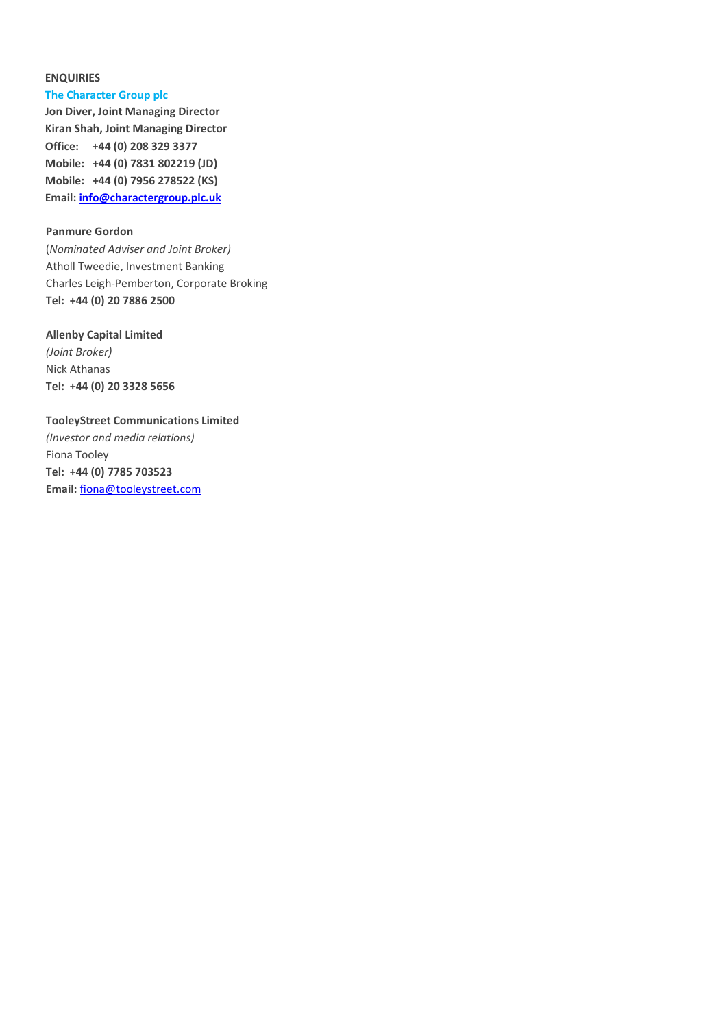**ENQUIRIES**

**The Character Group plc**
**Jon Diver, Joint Managing Director**
**Kiran Shah, Joint Managing Director**
**Office: +44 (0) 208 329 3377**
**Mobile: +44 (0) 7831 802219 (JD)**
**Mobile: +44 (0) 7956 278522 (KS)**
**Email: info@charactergroup.plc.uk**

**Panmure Gordon**
(*Nominated Adviser and Joint Broker)*
Atholl Tweedie, Investment Banking
Charles Leigh-Pemberton, Corporate Broking
**Tel: +44 (0) 20 7886 2500**

**Allenby Capital Limited**
*(Joint Broker)*
Nick Athanas
**Tel: +44 (0) 20 3328 5656**

**TooleyStreet Communications Limited**
*(Investor and media relations)*
Fiona Tooley
**Tel: +44 (0) 7785 703523**
**Email:** fiona@tooleystreet.com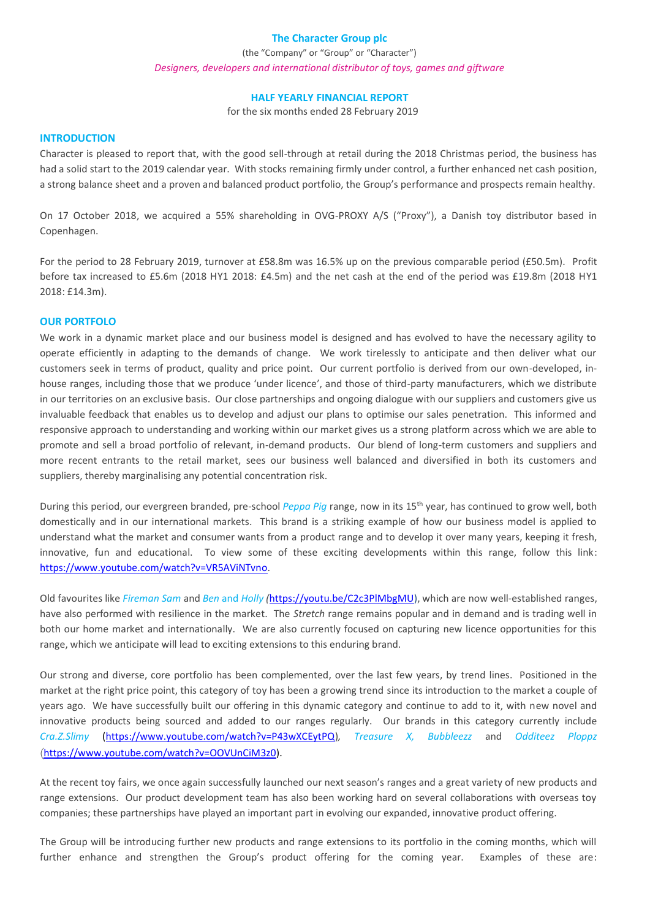**The Character Group plc**

(the "Company" or "Group" or "Character")

*Designers, developers and international distributor of toys, games and giftware*

**HALF YEARLY FINANCIAL REPORT**

for the six months ended 28 February 2019

## INTRODUCTION

Character is pleased to report that, with the good sell-through at retail during the 2018 Christmas period, the business has had a solid start to the 2019 calendar year. With stocks remaining firmly under control, a further enhanced net cash position, a strong balance sheet and a proven and balanced product portfolio, the Group's performance and prospects remain healthy.

On 17 October 2018, we acquired a 55% shareholding in OVG-PROXY A/S ("Proxy"), a Danish toy distributor based in Copenhagen.

For the period to 28 February 2019, turnover at £58.8m was 16.5% up on the previous comparable period (£50.5m). Profit before tax increased to £5.6m (2018 HY1 2018: £4.5m) and the net cash at the end of the period was £19.8m (2018 HY1 2018: £14.3m).

## OUR PORTFOLIO

We work in a dynamic market place and our business model is designed and has evolved to have the necessary agility to operate efficiently in adapting to the demands of change. We work tirelessly to anticipate and then deliver what our customers seek in terms of product, quality and price point. Our current portfolio is derived from our own-developed, in-house ranges, including those that we produce 'under licence', and those of third-party manufacturers, which we distribute in our territories on an exclusive basis. Our close partnerships and ongoing dialogue with our suppliers and customers give us invaluable feedback that enables us to develop and adjust our plans to optimise our sales penetration. This informed and responsive approach to understanding and working within our market gives us a strong platform across which we are able to promote and sell a broad portfolio of relevant, in-demand products. Our blend of long-term customers and suppliers and more recent entrants to the retail market, sees our business well balanced and diversified in both its customers and suppliers, thereby marginalising any potential concentration risk.

During this period, our evergreen branded, pre-school *Peppa Pig* range, now in its 15th year, has continued to grow well, both domestically and in our international markets. This brand is a striking example of how our business model is applied to understand what the market and consumer wants from a product range and to develop it over many years, keeping it fresh, innovative, fun and educational. To view some of these exciting developments within this range, follow this link: https://www.youtube.com/watch?v=VR5AViNTvno.

Old favourites like *Fireman Sam* and *Ben* and *Holly* (https://youtu.be/C2c3PlMbgMU), which are now well-established ranges, have also performed with resilience in the market. The *Stretch* range remains popular and in demand and is trading well in both our home market and internationally. We are also currently focused on capturing new licence opportunities for this range, which we anticipate will lead to exciting extensions to this enduring brand.

Our strong and diverse, core portfolio has been complemented, over the last few years, by trend lines. Positioned in the market at the right price point, this category of toy has been a growing trend since its introduction to the market a couple of years ago. We have successfully built our offering in this dynamic category and continue to add to it, with new novel and innovative products being sourced and added to our ranges regularly. Our brands in this category currently include *Cra.Z.Slimy* (https://www.youtube.com/watch?v=P43wXCEytPQ), *Treasure X, Bubbleezz* and *Odditeez Ploppz* (https://www.youtube.com/watch?v=OOVUnCiM3z0).

At the recent toy fairs, we once again successfully launched our next season's ranges and a great variety of new products and range extensions. Our product development team has also been working hard on several collaborations with overseas toy companies; these partnerships have played an important part in evolving our expanded, innovative product offering.

The Group will be introducing further new products and range extensions to its portfolio in the coming months, which will further enhance and strengthen the Group's product offering for the coming year. Examples of these are: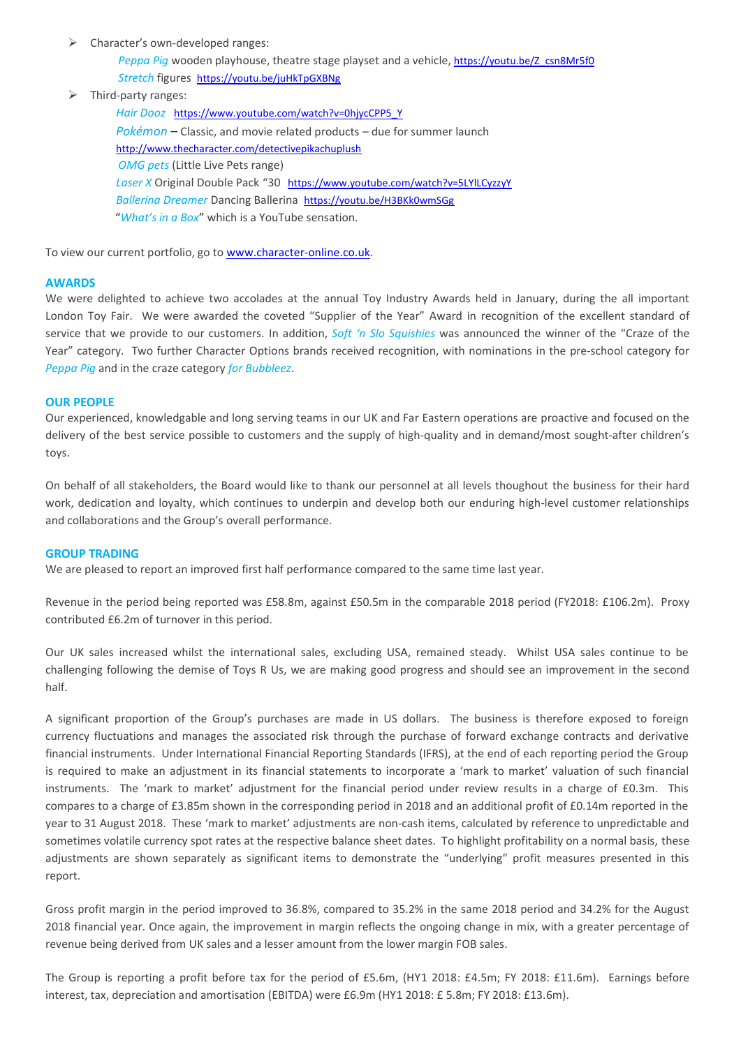- Character's own-developed ranges:
  - *Peppa Pig* wooden playhouse, theatre stage playset and a vehicle, https://youtu.be/Z_csn8Mr5f0
  - *Stretch* figures https://youtu.be/juHkTpGXBNg
- Third-party ranges:
  - *Hair Dooz* https://www.youtube.com/watch?v=0hjycCPP5_Y
  - *Pokémon* – Classic, and movie related products – due for summer launch http://www.thecharacter.com/detectivepikachuplush
  - *OMG pets* (Little Live Pets range)
  - *Laser X* Original Double Pack "30 https://www.youtube.com/watch?v=5LYlLCyzzyY
  - *Ballerina Dreamer* Dancing Ballerina https://youtu.be/H3BKk0wmSGg
  - "*What's in a Box*" which is a YouTube sensation.

To view our current portfolio, go to www.character-online.co.uk.

## AWARDS

We were delighted to achieve two accolades at the annual Toy Industry Awards held in January, during the all important London Toy Fair. We were awarded the coveted "Supplier of the Year" Award in recognition of the excellent standard of service that we provide to our customers. In addition, *Soft 'n Slo Squishies* was announced the winner of the "Craze of the Year" category. Two further Character Options brands received recognition, with nominations in the pre-school category for *Peppa Pig* and in the craze category *for Bubbleez*.

## OUR PEOPLE

Our experienced, knowledgable and long serving teams in our UK and Far Eastern operations are proactive and focused on the delivery of the best service possible to customers and the supply of high-quality and in demand/most sought-after children's toys.

On behalf of all stakeholders, the Board would like to thank our personnel at all levels thoughout the business for their hard work, dedication and loyalty, which continues to underpin and develop both our enduring high-level customer relationships and collaborations and the Group's overall performance.

## GROUP TRADING

We are pleased to report an improved first half performance compared to the same time last year.

Revenue in the period being reported was £58.8m, against £50.5m in the comparable 2018 period (FY2018: £106.2m). Proxy contributed £6.2m of turnover in this period.

Our UK sales increased whilst the international sales, excluding USA, remained steady. Whilst USA sales continue to be challenging following the demise of Toys R Us, we are making good progress and should see an improvement in the second half.

A significant proportion of the Group's purchases are made in US dollars. The business is therefore exposed to foreign currency fluctuations and manages the associated risk through the purchase of forward exchange contracts and derivative financial instruments. Under International Financial Reporting Standards (IFRS), at the end of each reporting period the Group is required to make an adjustment in its financial statements to incorporate a 'mark to market' valuation of such financial instruments. The 'mark to market' adjustment for the financial period under review results in a charge of £0.3m. This compares to a charge of £3.85m shown in the corresponding period in 2018 and an additional profit of £0.14m reported in the year to 31 August 2018. These 'mark to market' adjustments are non-cash items, calculated by reference to unpredictable and sometimes volatile currency spot rates at the respective balance sheet dates. To highlight profitability on a normal basis, these adjustments are shown separately as significant items to demonstrate the "underlying" profit measures presented in this report.

Gross profit margin in the period improved to 36.8%, compared to 35.2% in the same 2018 period and 34.2% for the August 2018 financial year. Once again, the improvement in margin reflects the ongoing change in mix, with a greater percentage of revenue being derived from UK sales and a lesser amount from the lower margin FOB sales.

The Group is reporting a profit before tax for the period of £5.6m, (HY1 2018: £4.5m; FY 2018: £11.6m). Earnings before interest, tax, depreciation and amortisation (EBITDA) were £6.9m (HY1 2018: £ 5.8m; FY 2018: £13.6m).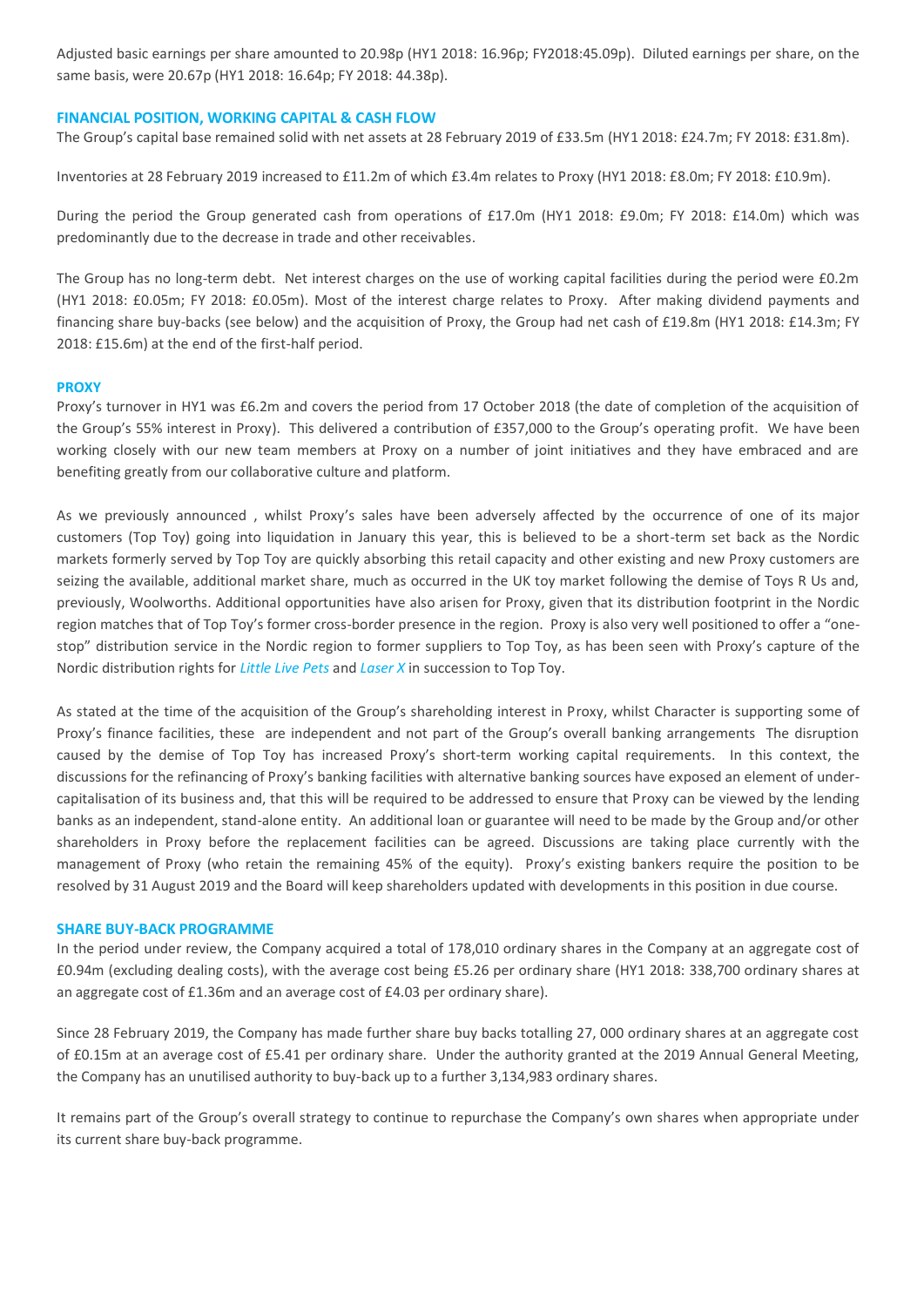Adjusted basic earnings per share amounted to 20.98p (HY1 2018: 16.96p; FY2018:45.09p). Diluted earnings per share, on the same basis, were 20.67p (HY1 2018: 16.64p; FY 2018: 44.38p).

## FINANCIAL POSITION, WORKING CAPITAL & CASH FLOW

The Group's capital base remained solid with net assets at 28 February 2019 of £33.5m (HY1 2018: £24.7m; FY 2018: £31.8m).

Inventories at 28 February 2019 increased to £11.2m of which £3.4m relates to Proxy (HY1 2018: £8.0m; FY 2018: £10.9m).

During the period the Group generated cash from operations of £17.0m (HY1 2018: £9.0m; FY 2018: £14.0m) which was predominantly due to the decrease in trade and other receivables.

The Group has no long-term debt. Net interest charges on the use of working capital facilities during the period were £0.2m (HY1 2018: £0.05m; FY 2018: £0.05m). Most of the interest charge relates to Proxy. After making dividend payments and financing share buy-backs (see below) and the acquisition of Proxy, the Group had net cash of £19.8m (HY1 2018: £14.3m; FY 2018: £15.6m) at the end of the first-half period.

## PROXY

Proxy's turnover in HY1 was £6.2m and covers the period from 17 October 2018 (the date of completion of the acquisition of the Group's 55% interest in Proxy). This delivered a contribution of £357,000 to the Group's operating profit. We have been working closely with our new team members at Proxy on a number of joint initiatives and they have embraced and are benefiting greatly from our collaborative culture and platform.

As we previously announced , whilst Proxy's sales have been adversely affected by the occurrence of one of its major customers (Top Toy) going into liquidation in January this year, this is believed to be a short-term set back as the Nordic markets formerly served by Top Toy are quickly absorbing this retail capacity and other existing and new Proxy customers are seizing the available, additional market share, much as occurred in the UK toy market following the demise of Toys R Us and, previously, Woolworths. Additional opportunities have also arisen for Proxy, given that its distribution footprint in the Nordic region matches that of Top Toy's former cross-border presence in the region. Proxy is also very well positioned to offer a "one-stop" distribution service in the Nordic region to former suppliers to Top Toy, as has been seen with Proxy's capture of the Nordic distribution rights for *Little Live Pets* and *Laser X* in succession to Top Toy.

As stated at the time of the acquisition of the Group's shareholding interest in Proxy, whilst Character is supporting some of Proxy's finance facilities, these are independent and not part of the Group's overall banking arrangements The disruption caused by the demise of Top Toy has increased Proxy's short-term working capital requirements. In this context, the discussions for the refinancing of Proxy's banking facilities with alternative banking sources have exposed an element of under-capitalisation of its business and, that this will be required to be addressed to ensure that Proxy can be viewed by the lending banks as an independent, stand-alone entity. An additional loan or guarantee will need to be made by the Group and/or other shareholders in Proxy before the replacement facilities can be agreed. Discussions are taking place currently with the management of Proxy (who retain the remaining 45% of the equity). Proxy's existing bankers require the position to be resolved by 31 August 2019 and the Board will keep shareholders updated with developments in this position in due course.

## SHARE BUY-BACK PROGRAMME

In the period under review, the Company acquired a total of 178,010 ordinary shares in the Company at an aggregate cost of £0.94m (excluding dealing costs), with the average cost being £5.26 per ordinary share (HY1 2018: 338,700 ordinary shares at an aggregate cost of £1.36m and an average cost of £4.03 per ordinary share).

Since 28 February 2019, the Company has made further share buy backs totalling 27, 000 ordinary shares at an aggregate cost of £0.15m at an average cost of £5.41 per ordinary share. Under the authority granted at the 2019 Annual General Meeting, the Company has an unutilised authority to buy-back up to a further 3,134,983 ordinary shares.

It remains part of the Group's overall strategy to continue to repurchase the Company's own shares when appropriate under its current share buy-back programme.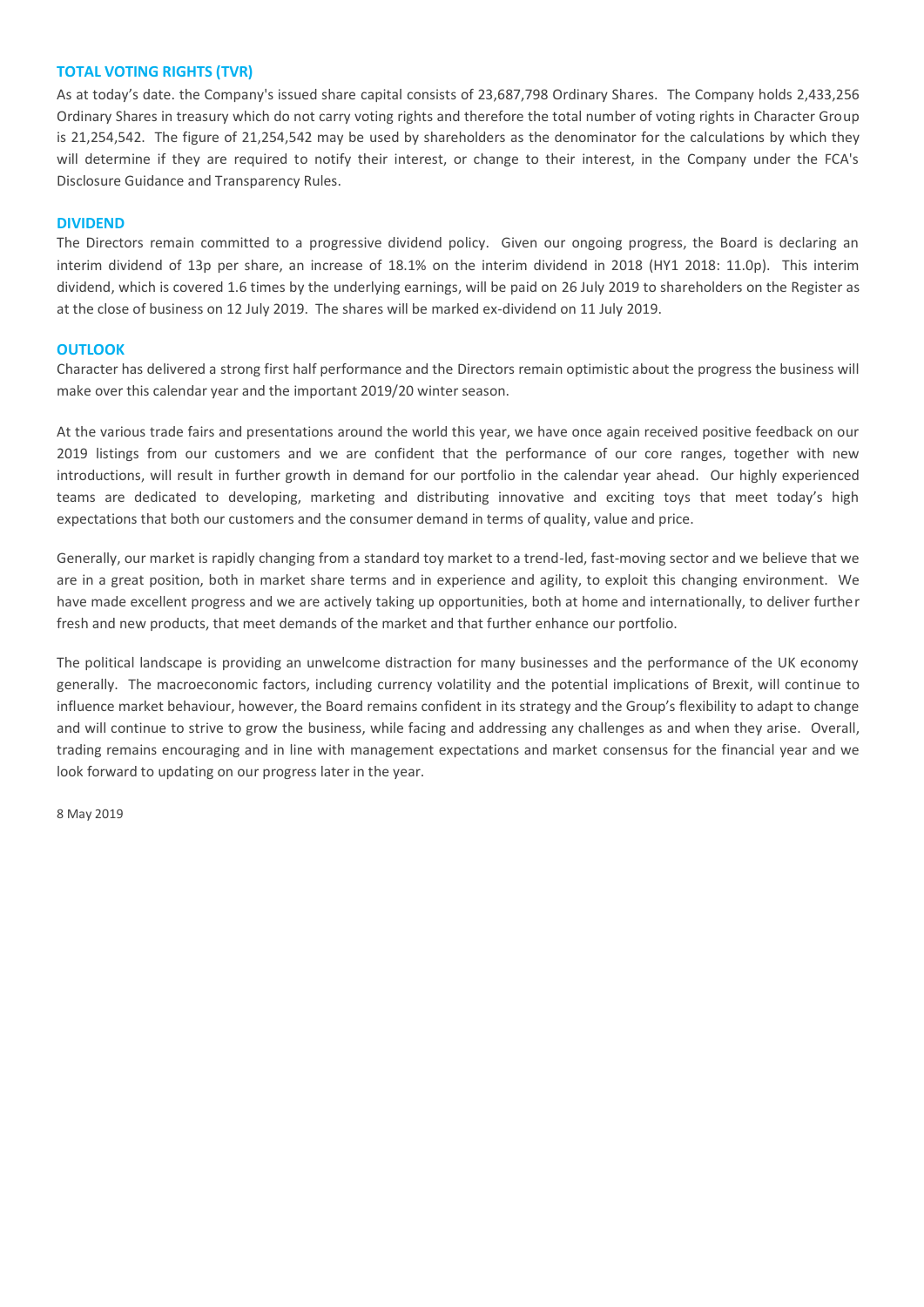## TOTAL VOTING RIGHTS (TVR)

As at today's date. the Company's issued share capital consists of 23,687,798 Ordinary Shares. The Company holds 2,433,256 Ordinary Shares in treasury which do not carry voting rights and therefore the total number of voting rights in Character Group is 21,254,542. The figure of 21,254,542 may be used by shareholders as the denominator for the calculations by which they will determine if they are required to notify their interest, or change to their interest, in the Company under the FCA's Disclosure Guidance and Transparency Rules.

## DIVIDEND

The Directors remain committed to a progressive dividend policy. Given our ongoing progress, the Board is declaring an interim dividend of 13p per share, an increase of 18.1% on the interim dividend in 2018 (HY1 2018: 11.0p). This interim dividend, which is covered 1.6 times by the underlying earnings, will be paid on 26 July 2019 to shareholders on the Register as at the close of business on 12 July 2019. The shares will be marked ex-dividend on 11 July 2019.

## OUTLOOK

Character has delivered a strong first half performance and the Directors remain optimistic about the progress the business will make over this calendar year and the important 2019/20 winter season.

At the various trade fairs and presentations around the world this year, we have once again received positive feedback on our 2019 listings from our customers and we are confident that the performance of our core ranges, together with new introductions, will result in further growth in demand for our portfolio in the calendar year ahead. Our highly experienced teams are dedicated to developing, marketing and distributing innovative and exciting toys that meet today's high expectations that both our customers and the consumer demand in terms of quality, value and price.

Generally, our market is rapidly changing from a standard toy market to a trend-led, fast-moving sector and we believe that we are in a great position, both in market share terms and in experience and agility, to exploit this changing environment. We have made excellent progress and we are actively taking up opportunities, both at home and internationally, to deliver further fresh and new products, that meet demands of the market and that further enhance our portfolio.

The political landscape is providing an unwelcome distraction for many businesses and the performance of the UK economy generally. The macroeconomic factors, including currency volatility and the potential implications of Brexit, will continue to influence market behaviour, however, the Board remains confident in its strategy and the Group's flexibility to adapt to change and will continue to strive to grow the business, while facing and addressing any challenges as and when they arise. Overall, trading remains encouraging and in line with management expectations and market consensus for the financial year and we look forward to updating on our progress later in the year.

8 May 2019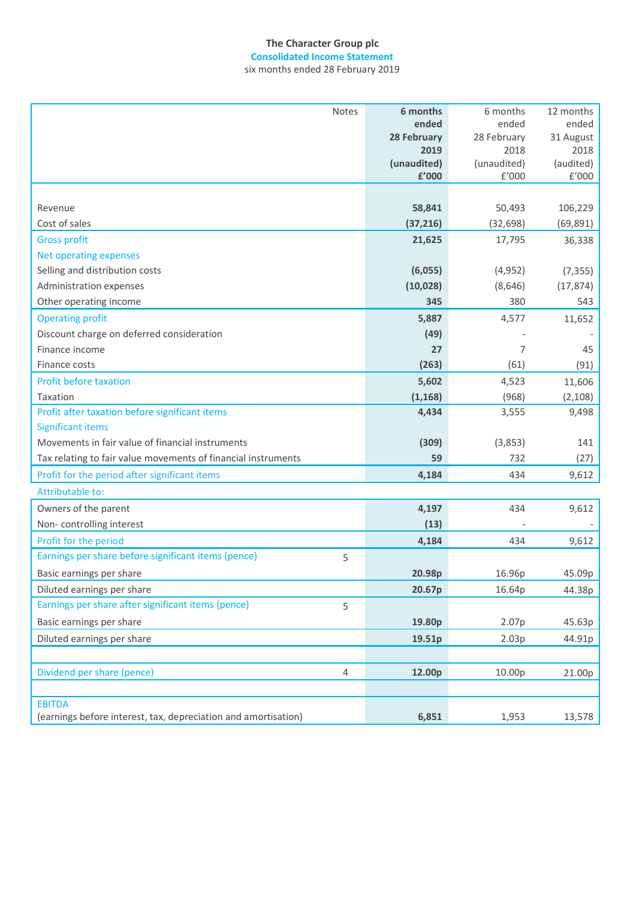# The Character Group plc

## Consolidated Income Statement

six months ended 28 February 2019

| | Notes | **6 months ended 28 February 2019 (unaudited) £'000** | 6 months ended 28 February 2018 (unaudited) £'000 | 12 months ended 31 August 2018 (audited) £'000 |
|---|---|---|---|---|
| Revenue | | **58,841** | 50,493 | 106,229 |
| Cost of sales | | **(37,216)** | (32,698) | (69,891) |
| Gross profit | | **21,625** | 17,795 | 36,338 |
| Net operating expenses | | | | |
| Selling and distribution costs | | **(6,055)** | (4,952) | (7,355) |
| Administration expenses | | **(10,028)** | (8,646) | (17,874) |
| Other operating income | | **345** | 380 | 543 |
| Operating profit | | **5,887** | 4,577 | 11,652 |
| Discount charge on deferred consideration | | **(49)** | - | - |
| Finance income | | **27** | 7 | 45 |
| Finance costs | | **(263)** | (61) | (91) |
| Profit before taxation | | **5,602** | 4,523 | 11,606 |
| Taxation | | **(1,168)** | (968) | (2,108) |
| Profit after taxation before significant items | | **4,434** | 3,555 | 9,498 |
| Significant items | | | | |
| Movements in fair value of financial instruments | | **(309)** | (3,853) | 141 |
| Tax relating to fair value movements of financial instruments | | **59** | 732 | (27) |
| Profit for the period after significant items | | **4,184** | 434 | 9,612 |
| Attributable to: | | | | |
| Owners of the parent | | **4,197** | 434 | 9,612 |
| Non- controlling interest | | **(13)** | - | - |
| Profit for the period | | **4,184** | 434 | 9,612 |
| Earnings per share before significant items (pence) | 5 | | | |
| Basic earnings per share | | **20.98p** | 16.96p | 45.09p |
| Diluted earnings per share | | **20.67p** | 16.64p | 44.38p |
| Earnings per share after significant items (pence) | 5 | | | |
| Basic earnings per share | | **19.80p** | 2.07p | 45.63p |
| Diluted earnings per share | | **19.51p** | 2.03p | 44.91p |
| Dividend per share (pence) | 4 | **12.00p** | 10.00p | 21.00p |
| EBITDA (earnings before interest, tax, depreciation and amortisation) | | **6,851** | 1,953 | 13,578 |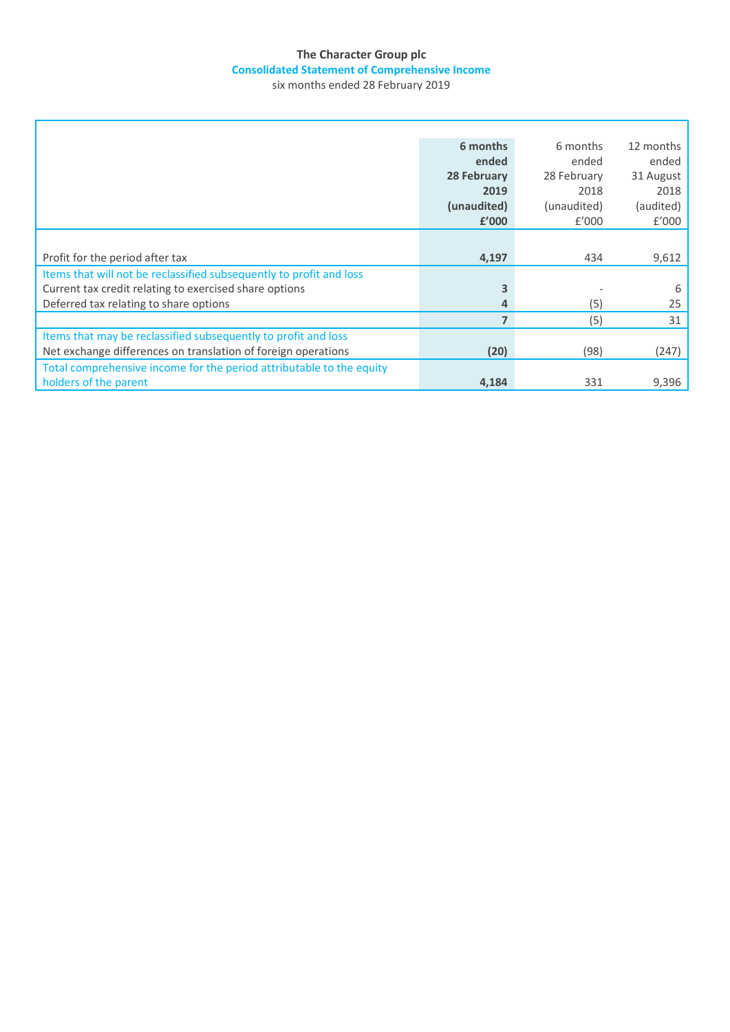# The Character Group plc

## Consolidated Statement of Comprehensive Income

six months ended 28 February 2019

| | **6 months ended 28 February 2019 (unaudited) £'000** | 6 months ended 28 February 2018 (unaudited) £'000 | 12 months ended 31 August 2018 (audited) £'000 |
|---|---|---|---|
| Profit for the period after tax | **4,197** | 434 | 9,612 |
| Items that will not be reclassified subsequently to profit and loss | | | |
| Current tax credit relating to exercised share options | **3** | - | 6 |
| Deferred tax relating to share options | **4** | (5) | 25 |
| | **7** | (5) | 31 |
| Items that may be reclassified subsequently to profit and loss | | | |
| Net exchange differences on translation of foreign operations | **(20)** | (98) | (247) |
| Total comprehensive income for the period attributable to the equity holders of the parent | **4,184** | 331 | 9,396 |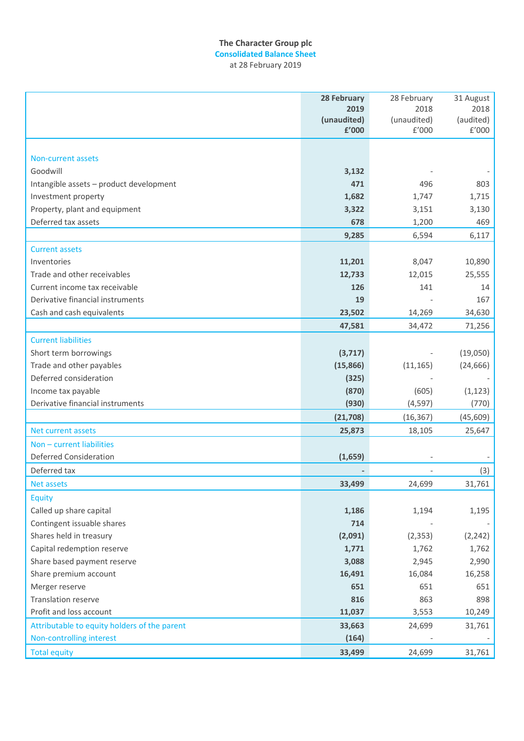**The Character Group plc**

**Consolidated Balance Sheet**

at 28 February 2019

| | **28 February 2019 (unaudited) £'000** | 28 February 2018 (unaudited) £'000 | 31 August 2018 (audited) £'000 |
|---|---|---|---|
| **Non-current assets** | | | |
| Goodwill | **3,132** | - | - |
| Intangible assets – product development | **471** | 496 | 803 |
| Investment property | **1,682** | 1,747 | 1,715 |
| Property, plant and equipment | **3,322** | 3,151 | 3,130 |
| Deferred tax assets | **678** | 1,200 | 469 |
| | **9,285** | 6,594 | 6,117 |
| **Current assets** | | | |
| Inventories | **11,201** | 8,047 | 10,890 |
| Trade and other receivables | **12,733** | 12,015 | 25,555 |
| Current income tax receivable | **126** | 141 | 14 |
| Derivative financial instruments | **19** | - | 167 |
| Cash and cash equivalents | **23,502** | 14,269 | 34,630 |
| | **47,581** | 34,472 | 71,256 |
| **Current liabilities** | | | |
| Short term borrowings | **(3,717)** | - | (19,050) |
| Trade and other payables | **(15,866)** | (11,165) | (24,666) |
| Deferred consideration | **(325)** | - | - |
| Income tax payable | **(870)** | (605) | (1,123) |
| Derivative financial instruments | **(930)** | (4,597) | (770) |
| | **(21,708)** | (16,367) | (45,609) |
| **Net current assets** | **25,873** | 18,105 | 25,647 |
| **Non – current liabilities** | | | |
| Deferred Consideration | **(1,659)** | - | - |
| Deferred tax | **-** | - | (3) |
| **Net assets** | **33,499** | 24,699 | 31,761 |
| **Equity** | | | |
| Called up share capital | **1,186** | 1,194 | 1,195 |
| Contingent issuable shares | **714** | - | - |
| Shares held in treasury | **(2,091)** | (2,353) | (2,242) |
| Capital redemption reserve | **1,771** | 1,762 | 1,762 |
| Share based payment reserve | **3,088** | 2,945 | 2,990 |
| Share premium account | **16,491** | 16,084 | 16,258 |
| Merger reserve | **651** | 651 | 651 |
| Translation reserve | **816** | 863 | 898 |
| Profit and loss account | **11,037** | 3,553 | 10,249 |
| **Attributable to equity holders of the parent** | **33,663** | 24,699 | 31,761 |
| **Non-controlling interest** | **(164)** | - | - |
| **Total equity** | **33,499** | 24,699 | 31,761 |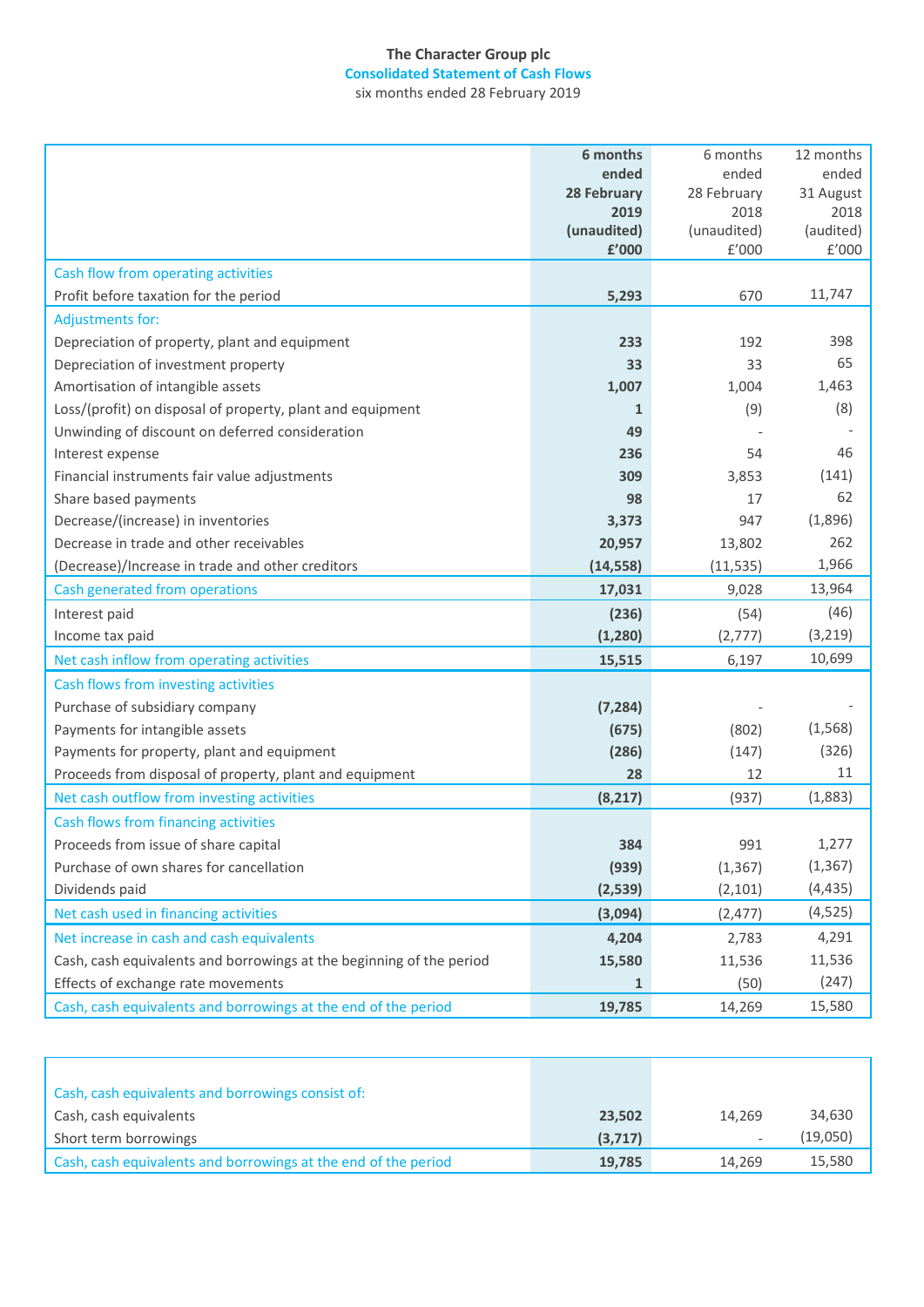# The Character Group plc

## Consolidated Statement of Cash Flows

six months ended 28 February 2019

| | **6 months ended 28 February 2019 (unaudited) £'000** | 6 months ended 28 February 2018 (unaudited) £'000 | 12 months ended 31 August 2018 (audited) £'000 |
|---|---|---|---|
| Cash flow from operating activities | | | |
| Profit before taxation for the period | **5,293** | 670 | 11,747 |
| Adjustments for: | | | |
| Depreciation of property, plant and equipment | **233** | 192 | 398 |
| Depreciation of investment property | **33** | 33 | 65 |
| Amortisation of intangible assets | **1,007** | 1,004 | 1,463 |
| Loss/(profit) on disposal of property, plant and equipment | **1** | (9) | (8) |
| Unwinding of discount on deferred consideration | **49** | - | - |
| Interest expense | **236** | 54 | 46 |
| Financial instruments fair value adjustments | **309** | 3,853 | (141) |
| Share based payments | **98** | 17 | 62 |
| Decrease/(increase) in inventories | **3,373** | 947 | (1,896) |
| Decrease in trade and other receivables | **20,957** | 13,802 | 262 |
| (Decrease)/Increase in trade and other creditors | **(14,558)** | (11,535) | 1,966 |
| Cash generated from operations | **17,031** | 9,028 | 13,964 |
| Interest paid | **(236)** | (54) | (46) |
| Income tax paid | **(1,280)** | (2,777) | (3,219) |
| Net cash inflow from operating activities | **15,515** | 6,197 | 10,699 |
| Cash flows from investing activities | | | |
| Purchase of subsidiary company | **(7,284)** | - | - |
| Payments for intangible assets | **(675)** | (802) | (1,568) |
| Payments for property, plant and equipment | **(286)** | (147) | (326) |
| Proceeds from disposal of property, plant and equipment | **28** | 12 | 11 |
| Net cash outflow from investing activities | **(8,217)** | (937) | (1,883) |
| Cash flows from financing activities | | | |
| Proceeds from issue of share capital | **384** | 991 | 1,277 |
| Purchase of own shares for cancellation | **(939)** | (1,367) | (1,367) |
| Dividends paid | **(2,539)** | (2,101) | (4,435) |
| Net cash used in financing activities | **(3,094)** | (2,477) | (4,525) |
| Net increase in cash and cash equivalents | **4,204** | 2,783 | 4,291 |
| Cash, cash equivalents and borrowings at the beginning of the period | **15,580** | 11,536 | 11,536 |
| Effects of exchange rate movements | **1** | (50) | (247) |
| Cash, cash equivalents and borrowings at the end of the period | **19,785** | 14,269 | 15,580 |

| | | | |
|---|---|---|---|
| Cash, cash equivalents and borrowings consist of: | | | |
| Cash, cash equivalents | **23,502** | 14,269 | 34,630 |
| Short term borrowings | **(3,717)** | - | (19,050) |
| Cash, cash equivalents and borrowings at the end of the period | **19,785** | 14,269 | 15,580 |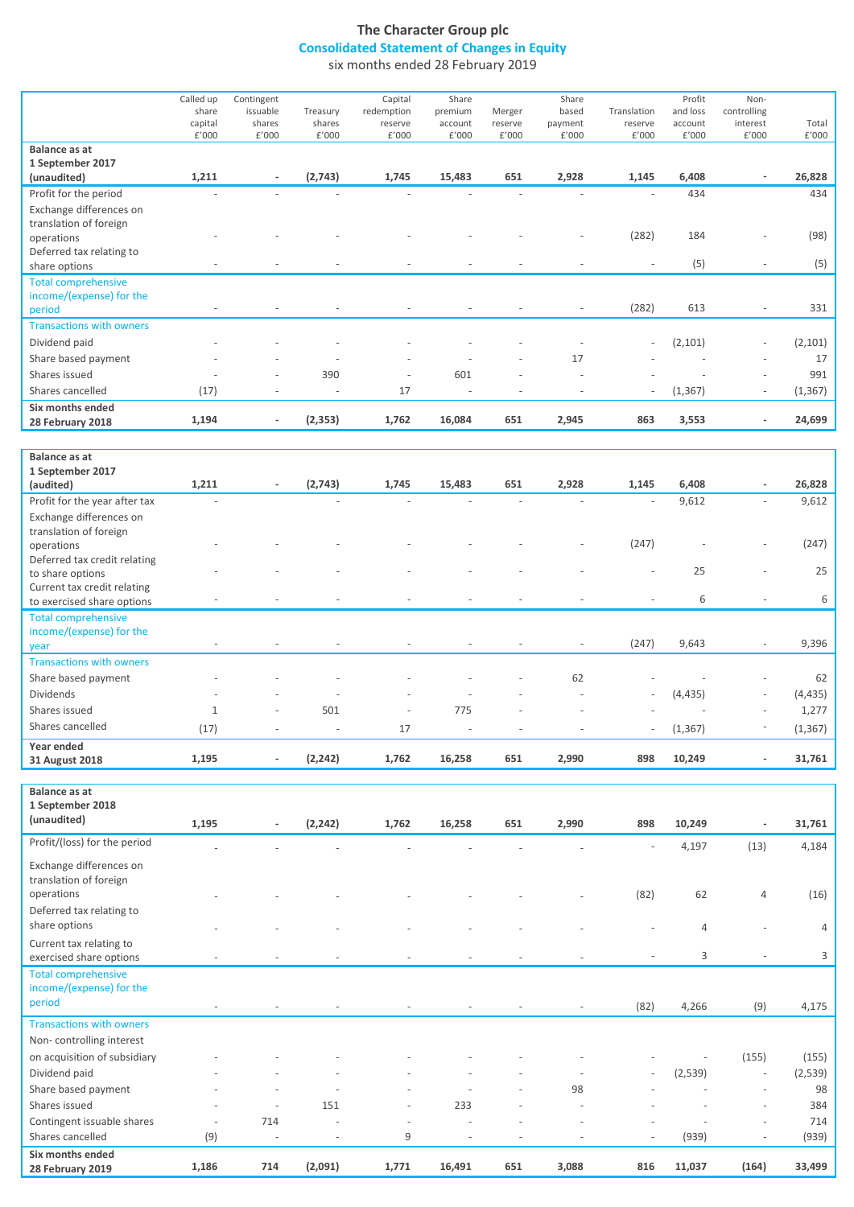# The Character Group plc

## Consolidated Statement of Changes in Equity

six months ended 28 February 2019

| | Called up share capital £'000 | Contingent issuable shares £'000 | Treasury shares £'000 | Capital redemption reserve £'000 | Share premium account £'000 | Merger reserve £'000 | Share based payment £'000 | Translation reserve £'000 | Profit and loss account £'000 | Non-controlling interest £'000 | Total £'000 |
|---|---|---|---|---|---|---|---|---|---|---|---|
| **Balance as at 1 September 2017 (unaudited)** | **1,211** | **-** | **(2,743)** | **1,745** | **15,483** | **651** | **2,928** | **1,145** | **6,408** | **-** | **26,828** |
| Profit for the period | - | - | - | - | - | - | - | - | 434 | | 434 |
| Exchange differences on translation of foreign operations | - | - | - | - | - | - | - | (282) | 184 | - | (98) |
| Deferred tax relating to share options | - | - | - | - | - | - | - | - | (5) | - | (5) |
| Total comprehensive income/(expense) for the period | - | - | - | - | - | - | - | (282) | 613 | - | 331 |
| Transactions with owners | | | | | | | | | | | |
| Dividend paid | - | - | - | - | - | - | - | - | (2,101) | - | (2,101) |
| Share based payment | - | - | - | - | - | - | 17 | - | - | - | 17 |
| Shares issued | - | - | 390 | - | 601 | - | - | - | - | - | 991 |
| Shares cancelled | (17) | - | - | 17 | - | - | - | - | (1,367) | - | (1,367) |
| **Six months ended 28 February 2018** | **1,194** | **-** | **(2,353)** | **1,762** | **16,084** | **651** | **2,945** | **863** | **3,553** | **-** | **24,699** |
| | | | | | | | | | | | |
| **Balance as at 1 September 2017 (audited)** | **1,211** | **-** | **(2,743)** | **1,745** | **15,483** | **651** | **2,928** | **1,145** | **6,408** | **-** | **26,828** |
| Profit for the year after tax | - | | - | - | - | - | - | - | 9,612 | - | 9,612 |
| Exchange differences on translation of foreign operations | - | - | - | - | - | - | - | (247) | - | - | (247) |
| Deferred tax credit relating to share options | - | - | - | - | - | - | - | - | 25 | - | 25 |
| Current tax credit relating to exercised share options | - | - | - | - | - | - | - | - | 6 | - | 6 |
| Total comprehensive income/(expense) for the year | - | - | - | - | - | - | - | (247) | 9,643 | - | 9,396 |
| Transactions with owners | | | | | | | | | | | |
| Share based payment | - | - | - | - | - | - | 62 | - | - | - | 62 |
| Dividends | - | - | - | - | - | - | - | - | (4,435) | - | (4,435) |
| Shares issued | 1 | - | 501 | - | 775 | - | - | - | - | - | 1,277 |
| Shares cancelled | (17) | - | - | 17 | - | - | - | - | (1,367) | - | (1,367) |
| **Year ended 31 August 2018** | **1,195** | **-** | **(2,242)** | **1,762** | **16,258** | **651** | **2,990** | **898** | **10,249** | **-** | **31,761** |
| | | | | | | | | | | | |
| **Balance as at 1 September 2018 (unaudited)** | **1,195** | **-** | **(2,242)** | **1,762** | **16,258** | **651** | **2,990** | **898** | **10,249** | **-** | **31,761** |
| Profit/(loss) for the period | - | - | - | - | - | - | - | - | 4,197 | (13) | 4,184 |
| Exchange differences on translation of foreign operations | - | - | - | - | - | - | - | (82) | 62 | 4 | (16) |
| Deferred tax relating to share options | - | - | - | - | - | - | - | - | 4 | - | 4 |
| Current tax relating to exercised share options | - | - | - | - | - | - | - | - | 3 | - | 3 |
| Total comprehensive income/(expense) for the period | - | - | - | - | - | - | - | (82) | 4,266 | (9) | 4,175 |
| Transactions with owners | | | | | | | | | | | |
| Non- controlling interest on acquisition of subsidiary | - | - | - | - | - | - | - | - | - | (155) | (155) |
| Dividend paid | - | - | - | - | - | - | - | - | (2,539) | - | (2,539) |
| Share based payment | - | - | - | - | - | - | 98 | - | - | - | 98 |
| Shares issued | - | - | 151 | - | 233 | - | - | - | - | - | 384 |
| Contingent issuable shares | - | 714 | - | - | - | - | - | - | - | - | 714 |
| Shares cancelled | (9) | - | - | 9 | - | - | - | - | (939) | - | (939) |
| **Six months ended 28 February 2019** | **1,186** | **714** | **(2,091)** | **1,771** | **16,491** | **651** | **3,088** | **816** | **11,037** | **(164)** | **33,499** |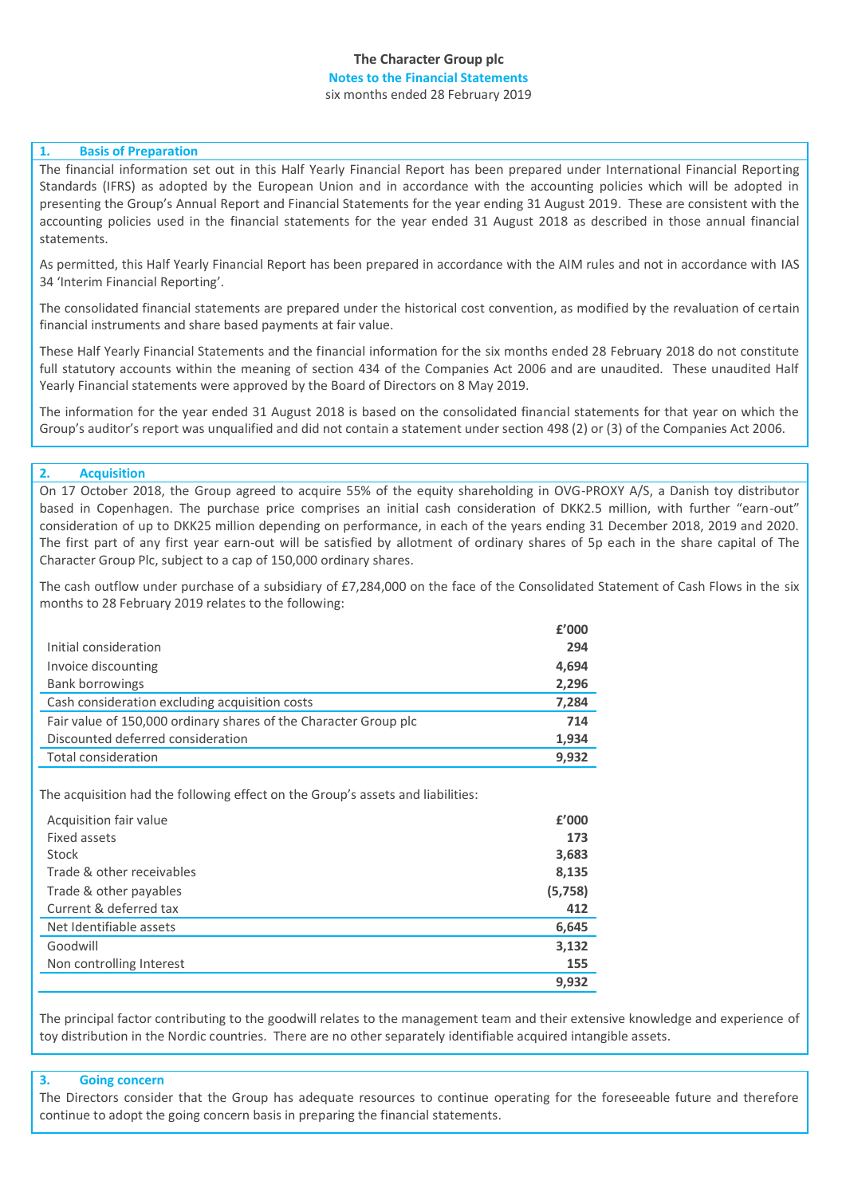# The Character Group plc

## Notes to the Financial Statements

six months ended 28 February 2019

### 1. Basis of Preparation

The financial information set out in this Half Yearly Financial Report has been prepared under International Financial Reporting Standards (IFRS) as adopted by the European Union and in accordance with the accounting policies which will be adopted in presenting the Group's Annual Report and Financial Statements for the year ending 31 August 2019. These are consistent with the accounting policies used in the financial statements for the year ended 31 August 2018 as described in those annual financial statements.

As permitted, this Half Yearly Financial Report has been prepared in accordance with the AIM rules and not in accordance with IAS 34 'Interim Financial Reporting'.

The consolidated financial statements are prepared under the historical cost convention, as modified by the revaluation of certain financial instruments and share based payments at fair value.

These Half Yearly Financial Statements and the financial information for the six months ended 28 February 2018 do not constitute full statutory accounts within the meaning of section 434 of the Companies Act 2006 and are unaudited. These unaudited Half Yearly Financial statements were approved by the Board of Directors on 8 May 2019.

The information for the year ended 31 August 2018 is based on the consolidated financial statements for that year on which the Group's auditor's report was unqualified and did not contain a statement under section 498 (2) or (3) of the Companies Act 2006.

### 2. Acquisition

On 17 October 2018, the Group agreed to acquire 55% of the equity shareholding in OVG-PROXY A/S, a Danish toy distributor based in Copenhagen. The purchase price comprises an initial cash consideration of DKK2.5 million, with further "earn-out" consideration of up to DKK25 million depending on performance, in each of the years ending 31 December 2018, 2019 and 2020. The first part of any first year earn-out will be satisfied by allotment of ordinary shares of 5p each in the share capital of The Character Group Plc, subject to a cap of 150,000 ordinary shares.

The cash outflow under purchase of a subsidiary of £7,284,000 on the face of the Consolidated Statement of Cash Flows in the six months to 28 February 2019 relates to the following:

| | £'000 |
|---|---|
| Initial consideration | 294 |
| Invoice discounting | 4,694 |
| Bank borrowings | 2,296 |
| Cash consideration excluding acquisition costs | 7,284 |
| Fair value of 150,000 ordinary shares of the Character Group plc | 714 |
| Discounted deferred consideration | 1,934 |
| Total consideration | 9,932 |

The acquisition had the following effect on the Group's assets and liabilities:

| Acquisition fair value | £'000 |
|---|---|
| Fixed assets | 173 |
| Stock | 3,683 |
| Trade & other receivables | 8,135 |
| Trade & other payables | (5,758) |
| Current & deferred tax | 412 |
| Net Identifiable assets | 6,645 |
| Goodwill | 3,132 |
| Non controlling Interest | 155 |
| | 9,932 |

The principal factor contributing to the goodwill relates to the management team and their extensive knowledge and experience of toy distribution in the Nordic countries. There are no other separately identifiable acquired intangible assets.

### 3. Going concern

The Directors consider that the Group has adequate resources to continue operating for the foreseeable future and therefore continue to adopt the going concern basis in preparing the financial statements.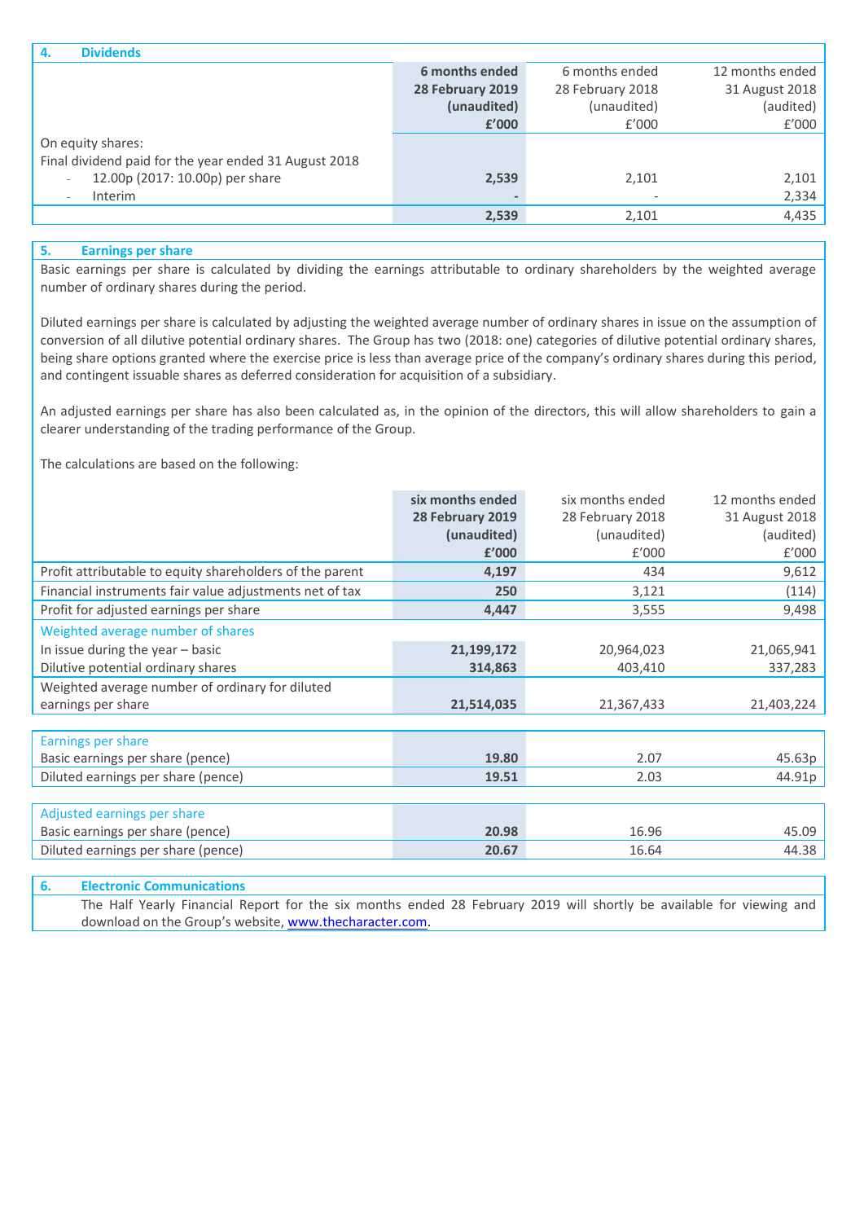## 4. Dividends

| | 6 months ended 28 February 2019 (unaudited) £'000 | 6 months ended 28 February 2018 (unaudited) £'000 | 12 months ended 31 August 2018 (audited) £'000 |
|---|---|---|---|
| On equity shares: | | | |
| Final dividend paid for the year ended 31 August 2018 | | | |
| - 12.00p (2017: 10.00p) per share | **2,539** | 2,101 | 2,101 |
| - Interim | **-** | - | 2,334 |
| | **2,539** | 2,101 | 4,435 |

## 5. Earnings per share

Basic earnings per share is calculated by dividing the earnings attributable to ordinary shareholders by the weighted average number of ordinary shares during the period.

Diluted earnings per share is calculated by adjusting the weighted average number of ordinary shares in issue on the assumption of conversion of all dilutive potential ordinary shares. The Group has two (2018: one) categories of dilutive potential ordinary shares, being share options granted where the exercise price is less than average price of the company's ordinary shares during this period, and contingent issuable shares as deferred consideration for acquisition of a subsidiary.

An adjusted earnings per share has also been calculated as, in the opinion of the directors, this will allow shareholders to gain a clearer understanding of the trading performance of the Group.

The calculations are based on the following:

| | six months ended 28 February 2019 (unaudited) £'000 | six months ended 28 February 2018 (unaudited) £'000 | 12 months ended 31 August 2018 (audited) £'000 |
|---|---|---|---|
| Profit attributable to equity shareholders of the parent | **4,197** | 434 | 9,612 |
| Financial instruments fair value adjustments net of tax | **250** | 3,121 | (114) |
| Profit for adjusted earnings per share | **4,447** | 3,555 | 9,498 |
| Weighted average number of shares | | | |
| In issue during the year – basic | **21,199,172** | 20,964,023 | 21,065,941 |
| Dilutive potential ordinary shares | **314,863** | 403,410 | 337,283 |
| Weighted average number of ordinary for diluted earnings per share | **21,514,035** | 21,367,433 | 21,403,224 |
| Earnings per share | | | |
| Basic earnings per share (pence) | **19.80** | 2.07 | 45.63p |
| Diluted earnings per share (pence) | **19.51** | 2.03 | 44.91p |
| Adjusted earnings per share | | | |
| Basic earnings per share (pence) | **20.98** | 16.96 | 45.09 |
| Diluted earnings per share (pence) | **20.67** | 16.64 | 44.38 |

## 6. Electronic Communications

The Half Yearly Financial Report for the six months ended 28 February 2019 will shortly be available for viewing and download on the Group's website, www.thecharacter.com.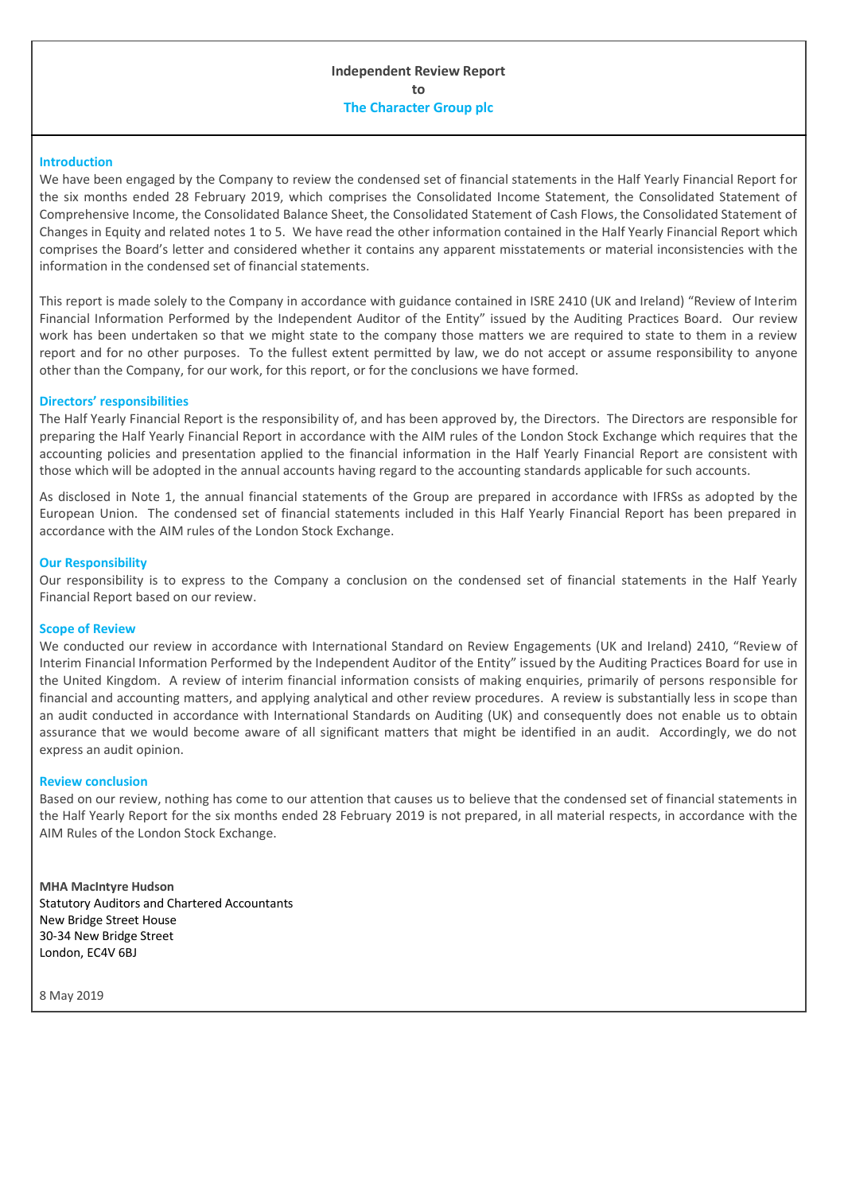# Independent Review Report
to
The Character Group plc

## Introduction

We have been engaged by the Company to review the condensed set of financial statements in the Half Yearly Financial Report for the six months ended 28 February 2019, which comprises the Consolidated Income Statement, the Consolidated Statement of Comprehensive Income, the Consolidated Balance Sheet, the Consolidated Statement of Cash Flows, the Consolidated Statement of Changes in Equity and related notes 1 to 5. We have read the other information contained in the Half Yearly Financial Report which comprises the Board's letter and considered whether it contains any apparent misstatements or material inconsistencies with the information in the condensed set of financial statements.

This report is made solely to the Company in accordance with guidance contained in ISRE 2410 (UK and Ireland) "Review of Interim Financial Information Performed by the Independent Auditor of the Entity" issued by the Auditing Practices Board. Our review work has been undertaken so that we might state to the company those matters we are required to state to them in a review report and for no other purposes. To the fullest extent permitted by law, we do not accept or assume responsibility to anyone other than the Company, for our work, for this report, or for the conclusions we have formed.

## Directors' responsibilities

The Half Yearly Financial Report is the responsibility of, and has been approved by, the Directors. The Directors are responsible for preparing the Half Yearly Financial Report in accordance with the AIM rules of the London Stock Exchange which requires that the accounting policies and presentation applied to the financial information in the Half Yearly Financial Report are consistent with those which will be adopted in the annual accounts having regard to the accounting standards applicable for such accounts.

As disclosed in Note 1, the annual financial statements of the Group are prepared in accordance with IFRSs as adopted by the European Union. The condensed set of financial statements included in this Half Yearly Financial Report has been prepared in accordance with the AIM rules of the London Stock Exchange.

## Our Responsibility

Our responsibility is to express to the Company a conclusion on the condensed set of financial statements in the Half Yearly Financial Report based on our review.

## Scope of Review

We conducted our review in accordance with International Standard on Review Engagements (UK and Ireland) 2410, "Review of Interim Financial Information Performed by the Independent Auditor of the Entity" issued by the Auditing Practices Board for use in the United Kingdom. A review of interim financial information consists of making enquiries, primarily of persons responsible for financial and accounting matters, and applying analytical and other review procedures. A review is substantially less in scope than an audit conducted in accordance with International Standards on Auditing (UK) and consequently does not enable us to obtain assurance that we would become aware of all significant matters that might be identified in an audit. Accordingly, we do not express an audit opinion.

## Review conclusion

Based on our review, nothing has come to our attention that causes us to believe that the condensed set of financial statements in the Half Yearly Report for the six months ended 28 February 2019 is not prepared, in all material respects, in accordance with the AIM Rules of the London Stock Exchange.

**MHA MacIntyre Hudson**
Statutory Auditors and Chartered Accountants
New Bridge Street House
30-34 New Bridge Street
London, EC4V 6BJ

8 May 2019